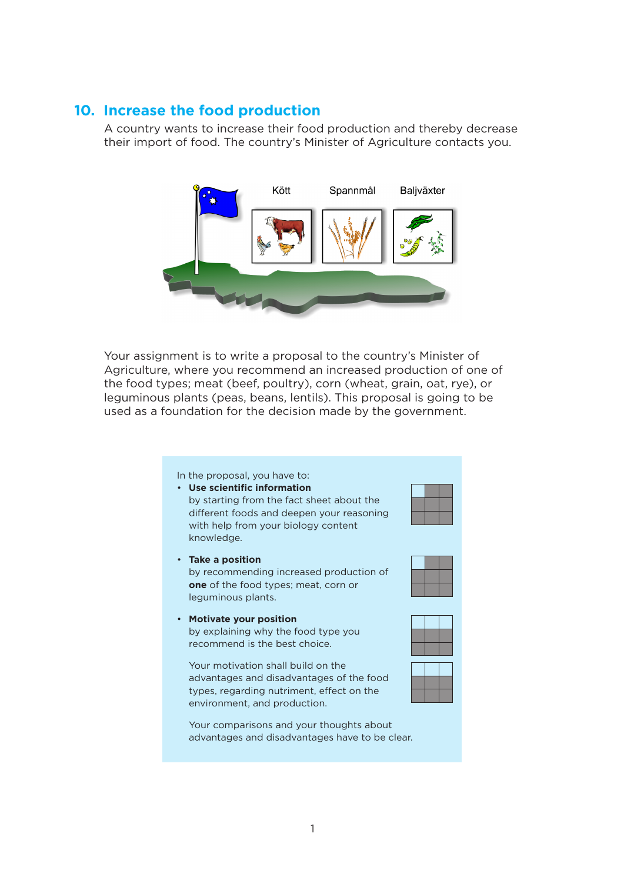## 10. Increase the food production

A country wants to increase their food production and thereby decrease their import of food. The country's Minister of Agriculture contacts you.

Kött Spannmål Baljväxter

Your assignment is to write a proposal to the country's Minister of Agriculture, where you recommend an increased production of one of the food types; meat (beef, poultry), corn (wheat, grain, oat, rye), or leguminous plants (peas, beans, lentils). This proposal is going to be used as a foundation for the decision made by the government.

In the proposal, you have to:

- **Use scientific information** by starting from the fact sheet about the different foods and deepen your reasoning with help from your biology content knowledge.
- **Take a position** by recommending increased production of **one** of the food types; meat, corn or leguminous plants.
- **Motivate your position** by explaining why the food type you recommend is the best choice.

  Your motivation shall build on the advantages and disadvantages of the food types, regarding nutriment, effect on the environment, and production.

  Your comparisons and your thoughts about advantages and disadvantages have to be clear.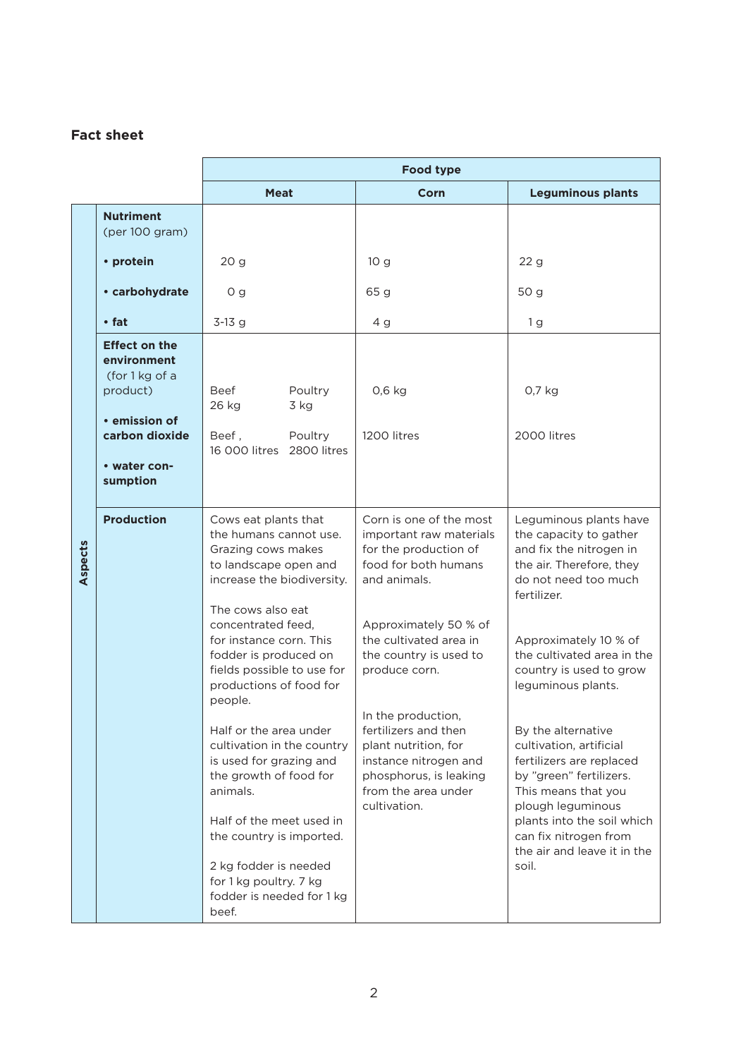## Fact sheet

| | | Food type | | |
|---|---|---|---|---|
| | | **Meat** | **Corn** | **Leguminous plants** |
| **Aspects** | **Nutriment** (per 100 gram) | | | |
| | • **protein** | 20 g | 10 g | 22 g |
| | • **carbohydrate** | 0 g | 65 g | 50 g |
| | • **fat** | 3-13 g | 4 g | 1 g |
| | **Effect on the environment** (for 1 kg of a product) | | | |
| | • **emission of carbon dioxide** | Beef 26 kg; Poultry 3 kg | 0,6 kg | 0,7 kg |
| | • **water consumption** | Beef, 16 000 litres; Poultry 2800 litres | 1200 litres | 2000 litres |
| | **Production** | Cows eat plants that the humans cannot use. Grazing cows makes to landscape open and increase the biodiversity.<br><br>The cows also eat concentrated feed, for instance corn. This fodder is produced on fields possible to use for productions of food for people.<br><br>Half or the area under cultivation in the country is used for grazing and the growth of food for animals.<br><br>Half of the meet used in the country is imported.<br><br>2 kg fodder is needed for 1 kg poultry. 7 kg fodder is needed for 1 kg beef. | Corn is one of the most important raw materials for the production of food for both humans and animals.<br><br>Approximately 50 % of the cultivated area in the country is used to produce corn.<br><br>In the production, fertilizers and then plant nutrition, for instance nitrogen and phosphorus, is leaking from the area under cultivation. | Leguminous plants have the capacity to gather and fix the nitrogen in the air. Therefore, they do not need too much fertilizer.<br><br>Approximately 10 % of the cultivated area in the country is used to grow leguminous plants.<br><br>By the alternative cultivation, artificial fertilizers are replaced by "green" fertilizers. This means that you plough leguminous plants into the soil which can fix nitrogen from the air and leave it in the soil. |